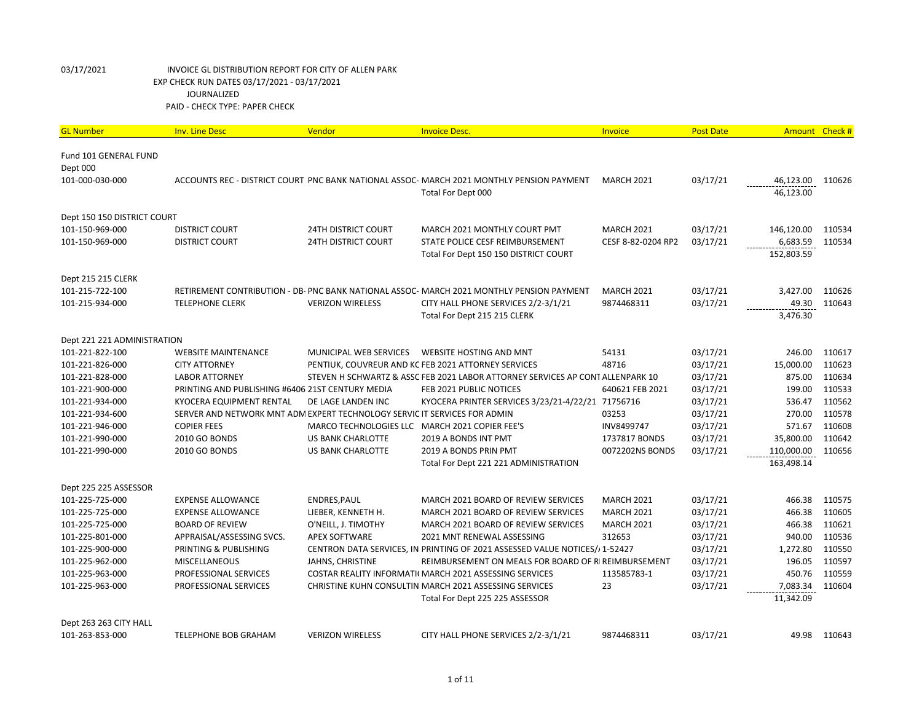03/17/2021 INVOICE GL DISTRIBUTION REPORT FOR CITY OF ALLEN PARK
EXP CHECK RUN DATES 03/17/2021 - 03/17/2021
JOURNALIZED
PAID - CHECK TYPE: PAPER CHECK

| GL Number | Inv. Line Desc | Vendor | Invoice Desc. | Invoice | Post Date | Amount | Check # |
|---|---|---|---|---|---|---|---|
| Fund 101 GENERAL FUND | | | | | | | |
| Dept 000 | | | | | | | |
| 101-000-030-000 | ACCOUNTS REC - DISTRICT COURT | PNC BANK NATIONAL ASSOC- | MARCH 2021 MONTHLY PENSION PAYMENT | MARCH 2021 | 03/17/21 | 46,123.00 | 110626 |
| | | | Total For Dept 000 | | | 46,123.00 | |
| Dept 150 150 DISTRICT COURT | | | | | | | |
| 101-150-969-000 | DISTRICT COURT | 24TH DISTRICT COURT | MARCH 2021 MONTHLY COURT PMT | MARCH 2021 | 03/17/21 | 146,120.00 | 110534 |
| 101-150-969-000 | DISTRICT COURT | 24TH DISTRICT COURT | STATE POLICE CESF REIMBURSEMENT | CESF 8-82-0204 RP2 | 03/17/21 | 6,683.59 | 110534 |
| | | | Total For Dept 150 150 DISTRICT COURT | | | 152,803.59 | |
| Dept 215 215 CLERK | | | | | | | |
| 101-215-722-100 | RETIREMENT CONTRIBUTION - DB- | PNC BANK NATIONAL ASSOC- | MARCH 2021 MONTHLY PENSION PAYMENT | MARCH 2021 | 03/17/21 | 3,427.00 | 110626 |
| 101-215-934-000 | TELEPHONE CLERK | VERIZON WIRELESS | CITY HALL PHONE SERVICES 2/2-3/1/21 | 9874468311 | 03/17/21 | 49.30 | 110643 |
| | | | Total For Dept 215 215 CLERK | | | 3,476.30 | |
| Dept 221 221 ADMINISTRATION | | | | | | | |
| 101-221-822-100 | WEBSITE MAINTENANCE | MUNICIPAL WEB SERVICES | WEBSITE HOSTING AND MNT | 54131 | 03/17/21 | 246.00 | 110617 |
| 101-221-826-000 | CITY ATTORNEY | PENTIUK, COUVREUR AND KC | FEB 2021 ATTORNEY SERVICES | 48716 | 03/17/21 | 15,000.00 | 110623 |
| 101-221-828-000 | LABOR ATTORNEY | STEVEN H SCHWARTZ & ASSC | FEB 2021 LABOR ATTORNEY SERVICES AP CONT | ALLENPARK 10 | 03/17/21 | 875.00 | 110634 |
| 101-221-900-000 | PRINTING AND PUBLISHING #6406 | 21ST CENTURY MEDIA | FEB 2021 PUBLIC NOTICES | 640621 FEB 2021 | 03/17/21 | 199.00 | 110533 |
| 101-221-934-000 | KYOCERA EQUIPMENT RENTAL | DE LAGE LANDEN INC | KYOCERA PRINTER SERVICES 3/23/21-4/22/21 | 71756716 | 03/17/21 | 536.47 | 110562 |
| 101-221-934-600 | SERVER AND NETWORK MNT ADM | EXPERT TECHNOLOGY SERVIC | IT SERVICES FOR ADMIN | 03253 | 03/17/21 | 270.00 | 110578 |
| 101-221-946-000 | COPIER FEES | MARCO TECHNOLOGIES LLC | MARCH 2021 COPIER FEE'S | INV8499747 | 03/17/21 | 571.67 | 110608 |
| 101-221-990-000 | 2010 GO BONDS | US BANK CHARLOTTE | 2019 A BONDS INT PMT | 1737817 BONDS | 03/17/21 | 35,800.00 | 110642 |
| 101-221-990-000 | 2010 GO BONDS | US BANK CHARLOTTE | 2019 A BONDS PRIN PMT | 0072202NS BONDS | 03/17/21 | 110,000.00 | 110656 |
| | | | Total For Dept 221 221 ADMINISTRATION | | | 163,498.14 | |
| Dept 225 225 ASSESSOR | | | | | | | |
| 101-225-725-000 | EXPENSE ALLOWANCE | ENDRES,PAUL | MARCH 2021 BOARD OF REVIEW SERVICES | MARCH 2021 | 03/17/21 | 466.38 | 110575 |
| 101-225-725-000 | EXPENSE ALLOWANCE | LIEBER, KENNETH H. | MARCH 2021 BOARD OF REVIEW SERVICES | MARCH 2021 | 03/17/21 | 466.38 | 110605 |
| 101-225-725-000 | BOARD OF REVIEW | O'NEILL, J. TIMOTHY | MARCH 2021 BOARD OF REVIEW SERVICES | MARCH 2021 | 03/17/21 | 466.38 | 110621 |
| 101-225-801-000 | APPRAISAL/ASSESSING SVCS. | APEX SOFTWARE | 2021 MNT RENEWAL ASSESSING | 312653 | 03/17/21 | 940.00 | 110536 |
| 101-225-900-000 | PRINTING & PUBLISHING | CENTRON DATA SERVICES, IN | PRINTING OF 2021 ASSESSED VALUE NOTICES/ | 1-52427 | 03/17/21 | 1,272.80 | 110550 |
| 101-225-962-000 | MISCELLANEOUS | JAHNS, CHRISTINE | REIMBURSEMENT ON MEALS FOR BOARD OF R | REIMBURSEMENT | 03/17/21 | 196.05 | 110597 |
| 101-225-963-000 | PROFESSIONAL SERVICES | COSTAR REALITY INFORMATI | MARCH 2021 ASSESSING SERVICES | 113585783-1 | 03/17/21 | 450.76 | 110559 |
| 101-225-963-000 | PROFESSIONAL SERVICES | CHRISTINE KUHN CONSULTIN | MARCH 2021 ASSESSING SERVICES | 23 | 03/17/21 | 7,083.34 | 110604 |
| | | | Total For Dept 225 225 ASSESSOR | | | 11,342.09 | |
| Dept 263 263 CITY HALL | | | | | | | |
| 101-263-853-000 | TELEPHONE BOB GRAHAM | VERIZON WIRELESS | CITY HALL PHONE SERVICES 2/2-3/1/21 | 9874468311 | 03/17/21 | 49.98 | 110643 |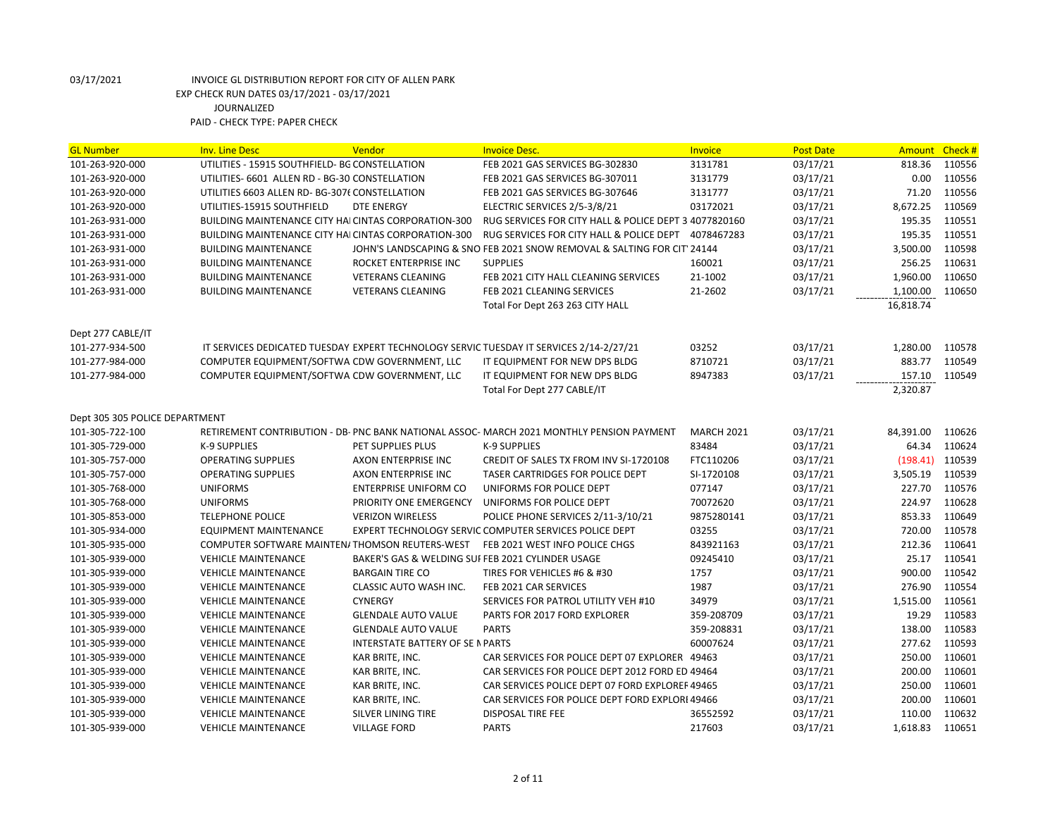03/17/2021 INVOICE GL DISTRIBUTION REPORT FOR CITY OF ALLEN PARK
EXP CHECK RUN DATES 03/17/2021 - 03/17/2021
JOURNALIZED
PAID - CHECK TYPE: PAPER CHECK

| GL Number | Inv. Line Desc | Vendor | Invoice Desc. | Invoice | Post Date | Amount | Check # |
|---|---|---|---|---|---|---|---|
| 101-263-920-000 | UTILITIES - 15915 SOUTHFIELD- BG CONSTELLATION | | FEB 2021 GAS SERVICES BG-302830 | 3131781 | 03/17/21 | 818.36 | 110556 |
| 101-263-920-000 | UTILITIES- 6601 ALLEN RD - BG-30 CONSTELLATION | | FEB 2021 GAS SERVICES BG-307011 | 3131779 | 03/17/21 | 0.00 | 110556 |
| 101-263-920-000 | UTILITIES 6603 ALLEN RD- BG-307( CONSTELLATION | | FEB 2021 GAS SERVICES BG-307646 | 3131777 | 03/17/21 | 71.20 | 110556 |
| 101-263-920-000 | UTILITIES-15915 SOUTHFIELD | DTE ENERGY | ELECTRIC SERVICES 2/5-3/8/21 | 03172021 | 03/17/21 | 8,672.25 | 110569 |
| 101-263-931-000 | BUILDING MAINTENANCE CITY HAI CINTAS CORPORATION-300 | | RUG SERVICES FOR CITY HALL & POLICE DEPT 3 | 4077820160 | 03/17/21 | 195.35 | 110551 |
| 101-263-931-000 | BUILDING MAINTENANCE CITY HAI CINTAS CORPORATION-300 | | RUG SERVICES FOR CITY HALL & POLICE DEPT | 4078467283 | 03/17/21 | 195.35 | 110551 |
| 101-263-931-000 | BUILDING MAINTENANCE | JOHN'S LANDSCAPING & SNO | FEB 2021 SNOW REMOVAL & SALTING FOR CIT | 24144 | 03/17/21 | 3,500.00 | 110598 |
| 101-263-931-000 | BUILDING MAINTENANCE | ROCKET ENTERPRISE INC | SUPPLIES | 160021 | 03/17/21 | 256.25 | 110631 |
| 101-263-931-000 | BUILDING MAINTENANCE | VETERANS CLEANING | FEB 2021 CITY HALL CLEANING SERVICES | 21-1002 | 03/17/21 | 1,960.00 | 110650 |
| 101-263-931-000 | BUILDING MAINTENANCE | VETERANS CLEANING | FEB 2021 CLEANING SERVICES | 21-2602 | 03/17/21 | 1,100.00 | 110650 |
| | | | Total For Dept 263 263 CITY HALL | | | 16,818.74 | |
| Dept 277 CABLE/IT | | | | | | | |
| 101-277-934-500 | IT SERVICES DEDICATED TUESDAY | EXPERT TECHNOLOGY SERVIC | TUESDAY IT SERVICES 2/14-2/27/21 | 03252 | 03/17/21 | 1,280.00 | 110578 |
| 101-277-984-000 | COMPUTER EQUIPMENT/SOFTWA | CDW GOVERNMENT, LLC | IT EQUIPMENT FOR NEW DPS BLDG | 8710721 | 03/17/21 | 883.77 | 110549 |
| 101-277-984-000 | COMPUTER EQUIPMENT/SOFTWA | CDW GOVERNMENT, LLC | IT EQUIPMENT FOR NEW DPS BLDG | 8947383 | 03/17/21 | 157.10 | 110549 |
| | | | Total For Dept 277 CABLE/IT | | | 2,320.87 | |
| Dept 305 305 POLICE DEPARTMENT | | | | | | | |
| 101-305-722-100 | RETIREMENT CONTRIBUTION - DB- | PNC BANK NATIONAL ASSOC- | MARCH 2021 MONTHLY PENSION PAYMENT | MARCH 2021 | 03/17/21 | 84,391.00 | 110626 |
| 101-305-729-000 | K-9 SUPPLIES | PET SUPPLIES PLUS | K-9 SUPPLIES | 83484 | 03/17/21 | 64.34 | 110624 |
| 101-305-757-000 | OPERATING SUPPLIES | AXON ENTERPRISE INC | CREDIT OF SALES TX FROM INV SI-1720108 | FTC110206 | 03/17/21 | (198.41) | 110539 |
| 101-305-757-000 | OPERATING SUPPLIES | AXON ENTERPRISE INC | TASER CARTRIDGES FOR POLICE DEPT | SI-1720108 | 03/17/21 | 3,505.19 | 110539 |
| 101-305-768-000 | UNIFORMS | ENTERPRISE UNIFORM CO | UNIFORMS FOR POLICE DEPT | 077147 | 03/17/21 | 227.70 | 110576 |
| 101-305-768-000 | UNIFORMS | PRIORITY ONE EMERGENCY | UNIFORMS FOR POLICE DEPT | 70072620 | 03/17/21 | 224.97 | 110628 |
| 101-305-853-000 | TELEPHONE POLICE | VERIZON WIRELESS | POLICE PHONE SERVICES 2/11-3/10/21 | 9875280141 | 03/17/21 | 853.33 | 110649 |
| 101-305-934-000 | EQUIPMENT MAINTENANCE | EXPERT TECHNOLOGY SERVIC | COMPUTER SERVICES POLICE DEPT | 03255 | 03/17/21 | 720.00 | 110578 |
| 101-305-935-000 | COMPUTER SOFTWARE MAINTEN/ | THOMSON REUTERS-WEST | FEB 2021 WEST INFO POLICE CHGS | 843921163 | 03/17/21 | 212.36 | 110641 |
| 101-305-939-000 | VEHICLE MAINTENANCE | BAKER'S GAS & WELDING SUF | FEB 2021 CYLINDER USAGE | 09245410 | 03/17/21 | 25.17 | 110541 |
| 101-305-939-000 | VEHICLE MAINTENANCE | BARGAIN TIRE CO | TIRES FOR VEHICLES #6 & #30 | 1757 | 03/17/21 | 900.00 | 110542 |
| 101-305-939-000 | VEHICLE MAINTENANCE | CLASSIC AUTO WASH INC. | FEB 2021 CAR SERVICES | 1987 | 03/17/21 | 276.90 | 110554 |
| 101-305-939-000 | VEHICLE MAINTENANCE | CYNERGY | SERVICES FOR PATROL UTILITY VEH #10 | 34979 | 03/17/21 | 1,515.00 | 110561 |
| 101-305-939-000 | VEHICLE MAINTENANCE | GLENDALE AUTO VALUE | PARTS FOR 2017 FORD EXPLORER | 359-208709 | 03/17/21 | 19.29 | 110583 |
| 101-305-939-000 | VEHICLE MAINTENANCE | GLENDALE AUTO VALUE | PARTS | 359-208831 | 03/17/21 | 138.00 | 110583 |
| 101-305-939-000 | VEHICLE MAINTENANCE | INTERSTATE BATTERY OF SE M | PARTS | 60007624 | 03/17/21 | 277.62 | 110593 |
| 101-305-939-000 | VEHICLE MAINTENANCE | KAR BRITE, INC. | CAR SERVICES FOR POLICE DEPT 07 EXPLORER | 49463 | 03/17/21 | 250.00 | 110601 |
| 101-305-939-000 | VEHICLE MAINTENANCE | KAR BRITE, INC. | CAR SERVICES FOR POLICE DEPT 2012 FORD ED | 49464 | 03/17/21 | 200.00 | 110601 |
| 101-305-939-000 | VEHICLE MAINTENANCE | KAR BRITE, INC. | CAR SERVICES POLICE DEPT 07 FORD EXPLORER | 49465 | 03/17/21 | 250.00 | 110601 |
| 101-305-939-000 | VEHICLE MAINTENANCE | KAR BRITE, INC. | CAR SERVICES FOR POLICE DEPT FORD EXPLORI | 49466 | 03/17/21 | 200.00 | 110601 |
| 101-305-939-000 | VEHICLE MAINTENANCE | SILVER LINING TIRE | DISPOSAL TIRE FEE | 36552592 | 03/17/21 | 110.00 | 110632 |
| 101-305-939-000 | VEHICLE MAINTENANCE | VILLAGE FORD | PARTS | 217603 | 03/17/21 | 1,618.83 | 110651 |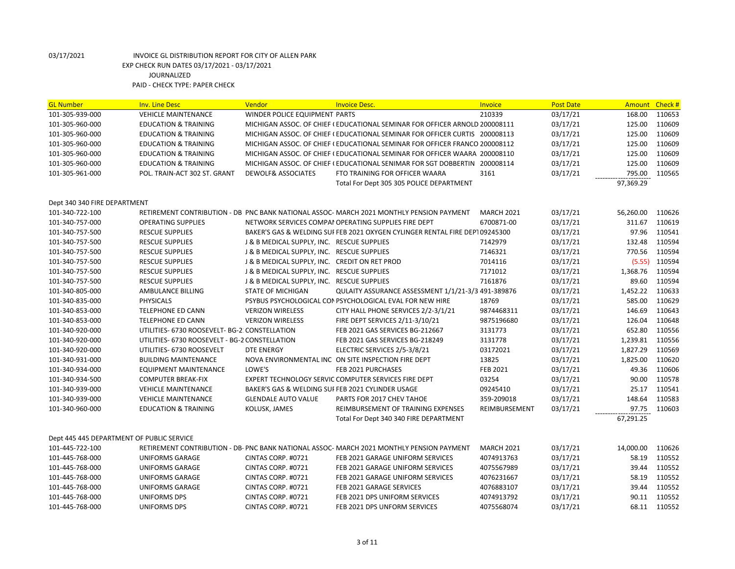03/17/2021 INVOICE GL DISTRIBUTION REPORT FOR CITY OF ALLEN PARK

EXP CHECK RUN DATES 03/17/2021 - 03/17/2021

JOURNALIZED

PAID - CHECK TYPE: PAPER CHECK

| GL Number | Inv. Line Desc | Vendor | Invoice Desc. | Invoice | Post Date | Amount | Check # |
|---|---|---|---|---|---|---|---|
| 101-305-939-000 | VEHICLE MAINTENANCE | WINDER POLICE EQUIPMENT | PARTS | 210339 | 03/17/21 | 168.00 | 110653 |
| 101-305-960-000 | EDUCATION & TRAINING | MICHIGAN ASSOC. OF CHIEF ( | EDUCATIONAL SEMINAR FOR OFFICER ARNOLD | 200008111 | 03/17/21 | 125.00 | 110609 |
| 101-305-960-000 | EDUCATION & TRAINING | MICHIGAN ASSOC. OF CHIEF ( | EDUCATIONAL SEMINAR FOR OFFICER CURTIS | 200008113 | 03/17/21 | 125.00 | 110609 |
| 101-305-960-000 | EDUCATION & TRAINING | MICHIGAN ASSOC. OF CHIEF ( | EDUCATIONAL SEMINAR FOR OFFICER FRANCO | 200008112 | 03/17/21 | 125.00 | 110609 |
| 101-305-960-000 | EDUCATION & TRAINING | MICHIGAN ASSOC. OF CHIEF ( | EDUCATIONAL SEMINAR FOR OFFICER WAARA | 200008110 | 03/17/21 | 125.00 | 110609 |
| 101-305-960-000 | EDUCATION & TRAINING | MICHIGAN ASSOC. OF CHIEF ( | EDUCATIONAL SENIMAR FOR SGT DOBBERTIN | 200008114 | 03/17/21 | 125.00 | 110609 |
| 101-305-961-000 | POL. TRAIN-ACT 302 ST. GRANT | DEWOLF& ASSOCIATES | FTO TRAINING FOR OFFICER WAARA | 3161 | 03/17/21 | 795.00 | 110565 |
| | | | Total For Dept 305 305 POLICE DEPARTMENT | | | 97,369.29 | |
| Dept 340 340 FIRE DEPARTMENT | | | | | | | |
| 101-340-722-100 | RETIREMENT CONTRIBUTION - DB | PNC BANK NATIONAL ASSOC- | MARCH 2021 MONTHLY PENSION PAYMENT | MARCH 2021 | 03/17/21 | 56,260.00 | 110626 |
| 101-340-757-000 | OPERATING SUPPLIES | NETWORK SERVICES COMPAI | OPERATING SUPPLIES FIRE DEPT | 6700871-00 | 03/17/21 | 311.67 | 110619 |
| 101-340-757-500 | RESCUE SUPPLIES | BAKER'S GAS & WELDING SUI | FEB 2021 OXYGEN CYLINGER RENTAL FIRE DEPT | 09245300 | 03/17/21 | 97.96 | 110541 |
| 101-340-757-500 | RESCUE SUPPLIES | J & B MEDICAL SUPPLY, INC. | RESCUE SUPPLIES | 7142979 | 03/17/21 | 132.48 | 110594 |
| 101-340-757-500 | RESCUE SUPPLIES | J & B MEDICAL SUPPLY, INC. | RESCUE SUPPLIES | 7146321 | 03/17/21 | 770.56 | 110594 |
| 101-340-757-500 | RESCUE SUPPLIES | J & B MEDICAL SUPPLY, INC. | CREDIT ON RET PROD | 7014116 | 03/17/21 | (5.55) | 110594 |
| 101-340-757-500 | RESCUE SUPPLIES | J & B MEDICAL SUPPLY, INC. | RESCUE SUPPLIES | 7171012 | 03/17/21 | 1,368.76 | 110594 |
| 101-340-757-500 | RESCUE SUPPLIES | J & B MEDICAL SUPPLY, INC. | RESCUE SUPPLIES | 7161876 | 03/17/21 | 89.60 | 110594 |
| 101-340-805-000 | AMBULANCE BILLING | STATE OF MICHIGAN | QULAITY ASSURANCE ASSESSMENT 1/1/21-3/3 | 491-389876 | 03/17/21 | 1,452.22 | 110633 |
| 101-340-835-000 | PHYSICALS | PSYBUS PSYCHOLOGICAL CON | PSYCHOLOGICAL EVAL FOR NEW HIRE | 18769 | 03/17/21 | 585.00 | 110629 |
| 101-340-853-000 | TELEPHONE ED CANN | VERIZON WIRELESS | CITY HALL PHONE SERVICES 2/2-3/1/21 | 9874468311 | 03/17/21 | 146.69 | 110643 |
| 101-340-853-000 | TELEPHONE ED CANN | VERIZON WIRELESS | FIRE DEPT SERVICES 2/11-3/10/21 | 9875196680 | 03/17/21 | 126.04 | 110648 |
| 101-340-920-000 | UTILITIES- 6730 ROOSEVELT- BG-2 | CONSTELLATION | FEB 2021 GAS SERVICES BG-212667 | 3131773 | 03/17/21 | 652.80 | 110556 |
| 101-340-920-000 | UTILITIES- 6730 ROOSEVELT - BG-2 | CONSTELLATION | FEB 2021 GAS SERVICES BG-218249 | 3131778 | 03/17/21 | 1,239.81 | 110556 |
| 101-340-920-000 | UTILITIES- 6730 ROOSEVELT | DTE ENERGY | ELECTRIC SERVICES 2/5-3/8/21 | 03172021 | 03/17/21 | 1,827.29 | 110569 |
| 101-340-931-000 | BUILDING MAINTENANCE | NOVA ENVIRONMENTAL INC | ON SITE INSPECTION FIRE DEPT | 13825 | 03/17/21 | 1,825.00 | 110620 |
| 101-340-934-000 | EQUIPMENT MAINTENANCE | LOWE'S | FEB 2021 PURCHASES | FEB 2021 | 03/17/21 | 49.36 | 110606 |
| 101-340-934-500 | COMPUTER BREAK-FIX | EXPERT TECHNOLOGY SERVIC | COMPUTER SERVICES FIRE DEPT | 03254 | 03/17/21 | 90.00 | 110578 |
| 101-340-939-000 | VEHICLE MAINTENANCE | BAKER'S GAS & WELDING SUI | FEB 2021 CYLINDER USAGE | 09245410 | 03/17/21 | 25.17 | 110541 |
| 101-340-939-000 | VEHICLE MAINTENANCE | GLENDALE AUTO VALUE | PARTS FOR 2017 CHEV TAHOE | 359-209018 | 03/17/21 | 148.64 | 110583 |
| 101-340-960-000 | EDUCATION & TRAINING | KOLUSK, JAMES | REIMBURSEMENT OF TRAINING EXPENSES | REIMBURSEMENT | 03/17/21 | 97.75 | 110603 |
| | | | Total For Dept 340 340 FIRE DEPARTMENT | | | 67,291.25 | |
| Dept 445 445 DEPARTMENT OF PUBLIC SERVICE | | | | | | | |
| 101-445-722-100 | RETIREMENT CONTRIBUTION - DB- | PNC BANK NATIONAL ASSOC- | MARCH 2021 MONTHLY PENSION PAYMENT | MARCH 2021 | 03/17/21 | 14,000.00 | 110626 |
| 101-445-768-000 | UNIFORMS GARAGE | CINTAS CORP. #0721 | FEB 2021 GARAGE UNIFORM SERVICES | 4074913763 | 03/17/21 | 58.19 | 110552 |
| 101-445-768-000 | UNIFORMS GARAGE | CINTAS CORP. #0721 | FEB 2021 GARAGE UNIFORM SERVICES | 4075567989 | 03/17/21 | 39.44 | 110552 |
| 101-445-768-000 | UNIFORMS GARAGE | CINTAS CORP. #0721 | FEB 2021 GARAGE UNIFORM SERVICES | 4076231667 | 03/17/21 | 58.19 | 110552 |
| 101-445-768-000 | UNIFORMS GARAGE | CINTAS CORP. #0721 | FEB 2021 GARAGE SERVICES | 4076883107 | 03/17/21 | 39.44 | 110552 |
| 101-445-768-000 | UNIFORMS DPS | CINTAS CORP. #0721 | FEB 2021 DPS UNIFORM SERVICES | 4074913792 | 03/17/21 | 90.11 | 110552 |
| 101-445-768-000 | UNIFORMS DPS | CINTAS CORP. #0721 | FEB 2021 DPS UNFORM SERVICES | 4075568074 | 03/17/21 | 68.11 | 110552 |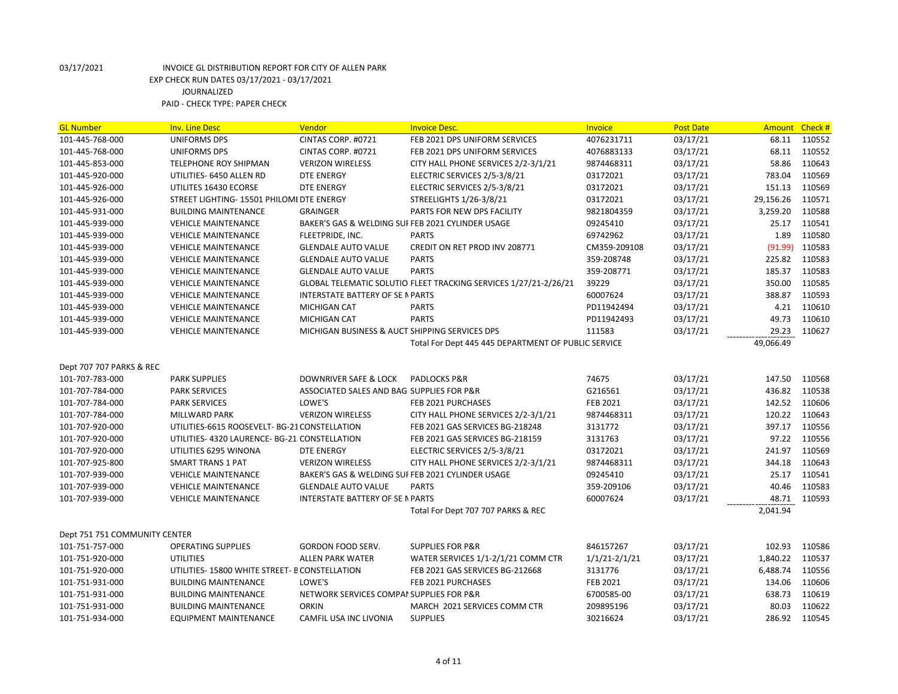03/17/2021 INVOICE GL DISTRIBUTION REPORT FOR CITY OF ALLEN PARK
EXP CHECK RUN DATES 03/17/2021 - 03/17/2021
JOURNALIZED
PAID - CHECK TYPE: PAPER CHECK

| GL Number | Inv. Line Desc | Vendor | Invoice Desc. | Invoice | Post Date | Amount | Check # |
|---|---|---|---|---|---|---|---|
| 101-445-768-000 | UNIFORMS DPS | CINTAS CORP. #0721 | FEB 2021 DPS UNIFORM SERVICES | 4076231711 | 03/17/21 | 68.11 | 110552 |
| 101-445-768-000 | UNIFORMS DPS | CINTAS CORP. #0721 | FEB 2021 DPS UNIFORM SERVICES | 4076883133 | 03/17/21 | 68.11 | 110552 |
| 101-445-853-000 | TELEPHONE ROY SHIPMAN | VERIZON WIRELESS | CITY HALL PHONE SERVICES 2/2-3/1/21 | 9874468311 | 03/17/21 | 58.86 | 110643 |
| 101-445-920-000 | UTILITIES- 6450 ALLEN RD | DTE ENERGY | ELECTRIC SERVICES 2/5-3/8/21 | 03172021 | 03/17/21 | 783.04 | 110569 |
| 101-445-926-000 | UTILITES 16430 ECORSE | DTE ENERGY | ELECTRIC SERVICES 2/5-3/8/21 | 03172021 | 03/17/21 | 151.13 | 110569 |
| 101-445-926-000 | STREET LIGHTING- 15501 PHILOMI | DTE ENERGY | STREELIGHTS 1/26-3/8/21 | 03172021 | 03/17/21 | 29,156.26 | 110571 |
| 101-445-931-000 | BUILDING MAINTENANCE | GRAINGER | PARTS FOR NEW DPS FACILITY | 9821804359 | 03/17/21 | 3,259.20 | 110588 |
| 101-445-939-000 | VEHICLE MAINTENANCE | BAKER'S GAS & WELDING SUI | FEB 2021 CYLINDER USAGE | 09245410 | 03/17/21 | 25.17 | 110541 |
| 101-445-939-000 | VEHICLE MAINTENANCE | FLEETPRIDE, INC. | PARTS | 69742962 | 03/17/21 | 1.89 | 110580 |
| 101-445-939-000 | VEHICLE MAINTENANCE | GLENDALE AUTO VALUE | CREDIT ON RET PROD INV 208771 | CM359-209108 | 03/17/21 | (91.99) | 110583 |
| 101-445-939-000 | VEHICLE MAINTENANCE | GLENDALE AUTO VALUE | PARTS | 359-208748 | 03/17/21 | 225.82 | 110583 |
| 101-445-939-000 | VEHICLE MAINTENANCE | GLENDALE AUTO VALUE | PARTS | 359-208771 | 03/17/21 | 185.37 | 110583 |
| 101-445-939-000 | VEHICLE MAINTENANCE | GLOBAL TELEMATIC SOLUTIO | FLEET TRACKING SERVICES 1/27/21-2/26/21 | 39229 | 03/17/21 | 350.00 | 110585 |
| 101-445-939-000 | VEHICLE MAINTENANCE | INTERSTATE BATTERY OF SE M | PARTS | 60007624 | 03/17/21 | 388.87 | 110593 |
| 101-445-939-000 | VEHICLE MAINTENANCE | MICHIGAN CAT | PARTS | PD11942494 | 03/17/21 | 4.21 | 110610 |
| 101-445-939-000 | VEHICLE MAINTENANCE | MICHIGAN CAT | PARTS | PD11942493 | 03/17/21 | 49.73 | 110610 |
| 101-445-939-000 | VEHICLE MAINTENANCE | MICHIGAN BUSINESS & AUCT | SHIPPING SERVICES DPS | 111583 | 03/17/21 | 29.23 | 110627 |
| | | | Total For Dept 445 445 DEPARTMENT OF PUBLIC SERVICE | | | 49,066.49 | |
| Dept 707 707 PARKS & REC | | | | | | | |
| 101-707-783-000 | PARK SUPPLIES | DOWNRIVER SAFE & LOCK | PADLOCKS P&R | 74675 | 03/17/21 | 147.50 | 110568 |
| 101-707-784-000 | PARK SERVICES | ASSOCIATED SALES AND BAG | SUPPLIES FOR P&R | G216561 | 03/17/21 | 436.82 | 110538 |
| 101-707-784-000 | PARK SERVICES | LOWE'S | FEB 2021 PURCHASES | FEB 2021 | 03/17/21 | 142.52 | 110606 |
| 101-707-784-000 | MILLWARD PARK | VERIZON WIRELESS | CITY HALL PHONE SERVICES 2/2-3/1/21 | 9874468311 | 03/17/21 | 120.22 | 110643 |
| 101-707-920-000 | UTILITIES-6615 ROOSEVELT- BG-21 | CONSTELLATION | FEB 2021 GAS SERVICES BG-218248 | 3131772 | 03/17/21 | 397.17 | 110556 |
| 101-707-920-000 | UTILITIES- 4320 LAURENCE- BG-21 | CONSTELLATION | FEB 2021 GAS SERVICES BG-218159 | 3131763 | 03/17/21 | 97.22 | 110556 |
| 101-707-920-000 | UTILITIES 6295 WINONA | DTE ENERGY | ELECTRIC SERVICES 2/5-3/8/21 | 03172021 | 03/17/21 | 241.97 | 110569 |
| 101-707-925-800 | SMART TRANS 1 PAT | VERIZON WIRELESS | CITY HALL PHONE SERVICES 2/2-3/1/21 | 9874468311 | 03/17/21 | 344.18 | 110643 |
| 101-707-939-000 | VEHICLE MAINTENANCE | BAKER'S GAS & WELDING SUI | FEB 2021 CYLINDER USAGE | 09245410 | 03/17/21 | 25.17 | 110541 |
| 101-707-939-000 | VEHICLE MAINTENANCE | GLENDALE AUTO VALUE | PARTS | 359-209106 | 03/17/21 | 40.46 | 110583 |
| 101-707-939-000 | VEHICLE MAINTENANCE | INTERSTATE BATTERY OF SE M | PARTS | 60007624 | 03/17/21 | 48.71 | 110593 |
| | | | Total For Dept 707 707 PARKS & REC | | | 2,041.94 | |
| Dept 751 751 COMMUNITY CENTER | | | | | | | |
| 101-751-757-000 | OPERATING SUPPLIES | GORDON FOOD SERV. | SUPPLIES FOR P&R | 846157267 | 03/17/21 | 102.93 | 110586 |
| 101-751-920-000 | UTILITIES | ALLEN PARK WATER | WATER SERVICES 1/1-2/1/21 COMM CTR | 1/1/21-2/1/21 | 03/17/21 | 1,840.22 | 110537 |
| 101-751-920-000 | UTILITIES- 15800 WHITE STREET- B | CONSTELLATION | FEB 2021 GAS SERVICES BG-212668 | 3131776 | 03/17/21 | 6,488.74 | 110556 |
| 101-751-931-000 | BUILDING MAINTENANCE | LOWE'S | FEB 2021 PURCHASES | FEB 2021 | 03/17/21 | 134.06 | 110606 |
| 101-751-931-000 | BUILDING MAINTENANCE | NETWORK SERVICES COMPAI | SUPPLIES FOR P&R | 6700585-00 | 03/17/21 | 638.73 | 110619 |
| 101-751-931-000 | BUILDING MAINTENANCE | ORKIN | MARCH 2021 SERVICES COMM CTR | 209895196 | 03/17/21 | 80.03 | 110622 |
| 101-751-934-000 | EQUIPMENT MAINTENANCE | CAMFIL USA INC LIVONIA | SUPPLIES | 30216624 | 03/17/21 | 286.92 | 110545 |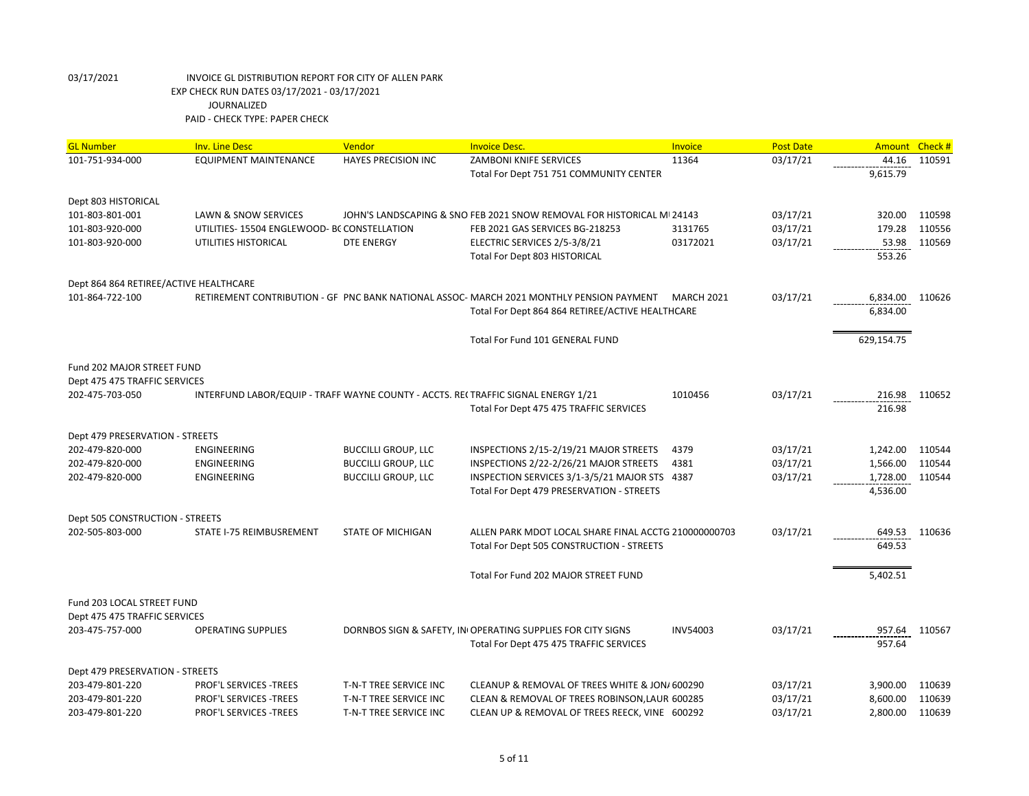03/17/2021 INVOICE GL DISTRIBUTION REPORT FOR CITY OF ALLEN PARK
EXP CHECK RUN DATES 03/17/2021 - 03/17/2021
JOURNALIZED
PAID - CHECK TYPE: PAPER CHECK

| GL Number | Inv. Line Desc | Vendor | Invoice Desc. | Invoice | Post Date | Amount | Check # |
|---|---|---|---|---|---|---|---|
| 101-751-934-000 | EQUIPMENT MAINTENANCE | HAYES PRECISION INC | ZAMBONI KNIFE SERVICES | 11364 | 03/17/21 | 44.16 | 110591 |
| | | | Total For Dept 751 751 COMMUNITY CENTER | | | 9,615.79 | |
| Dept 803 HISTORICAL | | | | | | | |
| 101-803-801-001 | LAWN & SNOW SERVICES | JOHN'S LANDSCAPING & SNO | FEB 2021 SNOW REMOVAL FOR HISTORICAL MI | 24143 | 03/17/21 | 320.00 | 110598 |
| 101-803-920-000 | UTILITIES- 15504 ENGLEWOOD- BC | CONSTELLATION | FEB 2021 GAS SERVICES BG-218253 | 3131765 | 03/17/21 | 179.28 | 110556 |
| 101-803-920-000 | UTILITIES HISTORICAL | DTE ENERGY | ELECTRIC SERVICES 2/5-3/8/21 | 03172021 | 03/17/21 | 53.98 | 110569 |
| | | | Total For Dept 803 HISTORICAL | | | 553.26 | |
| Dept 864 864 RETIREE/ACTIVE HEALTHCARE | | | | | | | |
| 101-864-722-100 | RETIREMENT CONTRIBUTION - GF | PNC BANK NATIONAL ASSOC- | MARCH 2021 MONTHLY PENSION PAYMENT | MARCH 2021 | 03/17/21 | 6,834.00 | 110626 |
| | | | Total For Dept 864 864 RETIREE/ACTIVE HEALTHCARE | | | 6,834.00 | |
| | | | Total For Fund 101 GENERAL FUND | | | 629,154.75 | |
| Fund 202 MAJOR STREET FUND | | | | | | | |
| Dept 475 475 TRAFFIC SERVICES | | | | | | | |
| 202-475-703-050 | INTERFUND LABOR/EQUIP - TRAFF | WAYNE COUNTY - ACCTS. REC | TRAFFIC SIGNAL ENERGY 1/21 | 1010456 | 03/17/21 | 216.98 | 110652 |
| | | | Total For Dept 475 475 TRAFFIC SERVICES | | | 216.98 | |
| Dept 479 PRESERVATION - STREETS | | | | | | | |
| 202-479-820-000 | ENGINEERING | BUCCILLI GROUP, LLC | INSPECTIONS 2/15-2/19/21 MAJOR STREETS | 4379 | 03/17/21 | 1,242.00 | 110544 |
| 202-479-820-000 | ENGINEERING | BUCCILLI GROUP, LLC | INSPECTIONS 2/22-2/26/21 MAJOR STREETS | 4381 | 03/17/21 | 1,566.00 | 110544 |
| 202-479-820-000 | ENGINEERING | BUCCILLI GROUP, LLC | INSPECTION SERVICES 3/1-3/5/21 MAJOR STS | 4387 | 03/17/21 | 1,728.00 | 110544 |
| | | | Total For Dept 479 PRESERVATION - STREETS | | | 4,536.00 | |
| Dept 505 CONSTRUCTION - STREETS | | | | | | | |
| 202-505-803-000 | STATE I-75 REIMBUSREMENT | STATE OF MICHIGAN | ALLEN PARK MDOT LOCAL SHARE FINAL ACCTG | 210000000703 | 03/17/21 | 649.53 | 110636 |
| | | | Total For Dept 505 CONSTRUCTION - STREETS | | | 649.53 | |
| | | | Total For Fund 202 MAJOR STREET FUND | | | 5,402.51 | |
| Fund 203 LOCAL STREET FUND | | | | | | | |
| Dept 475 475 TRAFFIC SERVICES | | | | | | | |
| 203-475-757-000 | OPERATING SUPPLIES | DORNBOS SIGN & SAFETY, IN | OPERATING SUPPLIES FOR CITY SIGNS | INV54003 | 03/17/21 | 957.64 | 110567 |
| | | | Total For Dept 475 475 TRAFFIC SERVICES | | | 957.64 | |
| Dept 479 PRESERVATION - STREETS | | | | | | | |
| 203-479-801-220 | PROF'L SERVICES -TREES | T-N-T TREE SERVICE INC | CLEANUP & REMOVAL OF TREES WHITE & JON/ | 600290 | 03/17/21 | 3,900.00 | 110639 |
| 203-479-801-220 | PROF'L SERVICES -TREES | T-N-T TREE SERVICE INC | CLEAN & REMOVAL OF TREES ROBINSON,LAUR | 600285 | 03/17/21 | 8,600.00 | 110639 |
| 203-479-801-220 | PROF'L SERVICES -TREES | T-N-T TREE SERVICE INC | CLEAN UP & REMOVAL OF TREES REECK, VINE | 600292 | 03/17/21 | 2,800.00 | 110639 |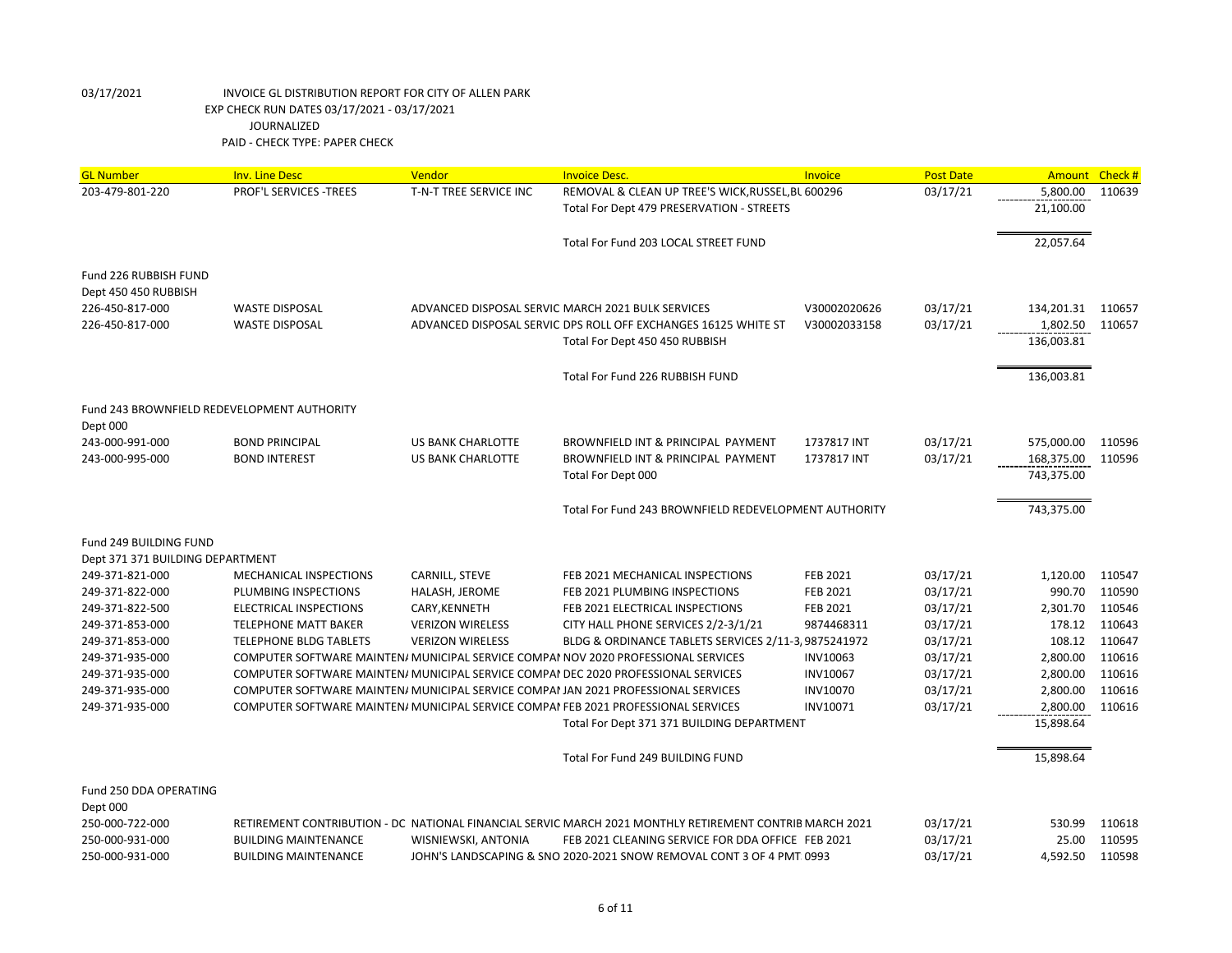03/17/2021 INVOICE GL DISTRIBUTION REPORT FOR CITY OF ALLEN PARK
EXP CHECK RUN DATES 03/17/2021 - 03/17/2021
JOURNALIZED
PAID - CHECK TYPE: PAPER CHECK

| GL Number | Inv. Line Desc | Vendor | Invoice Desc. | Invoice | Post Date | Amount | Check # |
|---|---|---|---|---|---|---|---|
| 203-479-801-220 | PROF'L SERVICES -TREES | T-N-T TREE SERVICE INC | REMOVAL & CLEAN UP TREE'S WICK,RUSSEL,BL | 600296 | 03/17/21 | 5,800.00 | 110639 |
| | | | Total For Dept 479 PRESERVATION - STREETS | | | 21,100.00 | |
| | | | Total For Fund 203 LOCAL STREET FUND | | | 22,057.64 | |
| Fund 226 RUBBISH FUND | | | | | | | |
| Dept 450 450 RUBBISH | | | | | | | |
| 226-450-817-000 | WASTE DISPOSAL | ADVANCED DISPOSAL SERVIC | MARCH 2021 BULK SERVICES | V30002020626 | 03/17/21 | 134,201.31 | 110657 |
| 226-450-817-000 | WASTE DISPOSAL | ADVANCED DISPOSAL SERVIC | DPS ROLL OFF EXCHANGES 16125 WHITE ST | V30002033158 | 03/17/21 | 1,802.50 | 110657 |
| | | | Total For Dept 450 450 RUBBISH | | | 136,003.81 | |
| | | | Total For Fund 226 RUBBISH FUND | | | 136,003.81 | |
| Fund 243 BROWNFIELD REDEVELOPMENT AUTHORITY | | | | | | | |
| Dept 000 | | | | | | | |
| 243-000-991-000 | BOND PRINCIPAL | US BANK CHARLOTTE | BROWNFIELD INT & PRINCIPAL PAYMENT | 1737817 INT | 03/17/21 | 575,000.00 | 110596 |
| 243-000-995-000 | BOND INTEREST | US BANK CHARLOTTE | BROWNFIELD INT & PRINCIPAL PAYMENT | 1737817 INT | 03/17/21 | 168,375.00 | 110596 |
| | | | Total For Dept 000 | | | 743,375.00 | |
| | | | Total For Fund 243 BROWNFIELD REDEVELOPMENT AUTHORITY | | | 743,375.00 | |
| Fund 249 BUILDING FUND | | | | | | | |
| Dept 371 371 BUILDING DEPARTMENT | | | | | | | |
| 249-371-821-000 | MECHANICAL INSPECTIONS | CARNILL, STEVE | FEB 2021 MECHANICAL INSPECTIONS | FEB 2021 | 03/17/21 | 1,120.00 | 110547 |
| 249-371-822-000 | PLUMBING INSPECTIONS | HALASH, JEROME | FEB 2021 PLUMBING INSPECTIONS | FEB 2021 | 03/17/21 | 990.70 | 110590 |
| 249-371-822-500 | ELECTRICAL INSPECTIONS | CARY,KENNETH | FEB 2021 ELECTRICAL INSPECTIONS | FEB 2021 | 03/17/21 | 2,301.70 | 110546 |
| 249-371-853-000 | TELEPHONE MATT BAKER | VERIZON WIRELESS | CITY HALL PHONE SERVICES 2/2-3/1/21 | 9874468311 | 03/17/21 | 178.12 | 110643 |
| 249-371-853-000 | TELEPHONE BLDG TABLETS | VERIZON WIRELESS | BLDG & ORDINANCE TABLETS SERVICES 2/11-3 | 9875241972 | 03/17/21 | 108.12 | 110647 |
| 249-371-935-000 | COMPUTER SOFTWARE MAINTEN/ | MUNICIPAL SERVICE COMPAI | NOV 2020 PROFESSIONAL SERVICES | INV10063 | 03/17/21 | 2,800.00 | 110616 |
| 249-371-935-000 | COMPUTER SOFTWARE MAINTEN/ | MUNICIPAL SERVICE COMPAI | DEC 2020 PROFESSIONAL SERVICES | INV10067 | 03/17/21 | 2,800.00 | 110616 |
| 249-371-935-000 | COMPUTER SOFTWARE MAINTEN/ | MUNICIPAL SERVICE COMPAI | JAN 2021 PROFESSIONAL SERVICES | INV10070 | 03/17/21 | 2,800.00 | 110616 |
| 249-371-935-000 | COMPUTER SOFTWARE MAINTEN/ | MUNICIPAL SERVICE COMPAI | FEB 2021 PROFESSIONAL SERVICES | INV10071 | 03/17/21 | 2,800.00 | 110616 |
| | | | Total For Dept 371 371 BUILDING DEPARTMENT | | | 15,898.64 | |
| | | | Total For Fund 249 BUILDING FUND | | | 15,898.64 | |
| Fund 250 DDA OPERATING | | | | | | | |
| Dept 000 | | | | | | | |
| 250-000-722-000 | RETIREMENT CONTRIBUTION - DC | NATIONAL FINANCIAL SERVIC | MARCH 2021 MONTHLY RETIREMENT CONTRIB | MARCH 2021 | 03/17/21 | 530.99 | 110618 |
| 250-000-931-000 | BUILDING MAINTENANCE | WISNIEWSKI, ANTONIA | FEB 2021 CLEANING SERVICE FOR DDA OFFICE | FEB 2021 | 03/17/21 | 25.00 | 110595 |
| 250-000-931-000 | BUILDING MAINTENANCE | JOHN'S LANDSCAPING & SNO | 2020-2021 SNOW REMOVAL CONT 3 OF 4 PMT | 0993 | 03/17/21 | 4,592.50 | 110598 |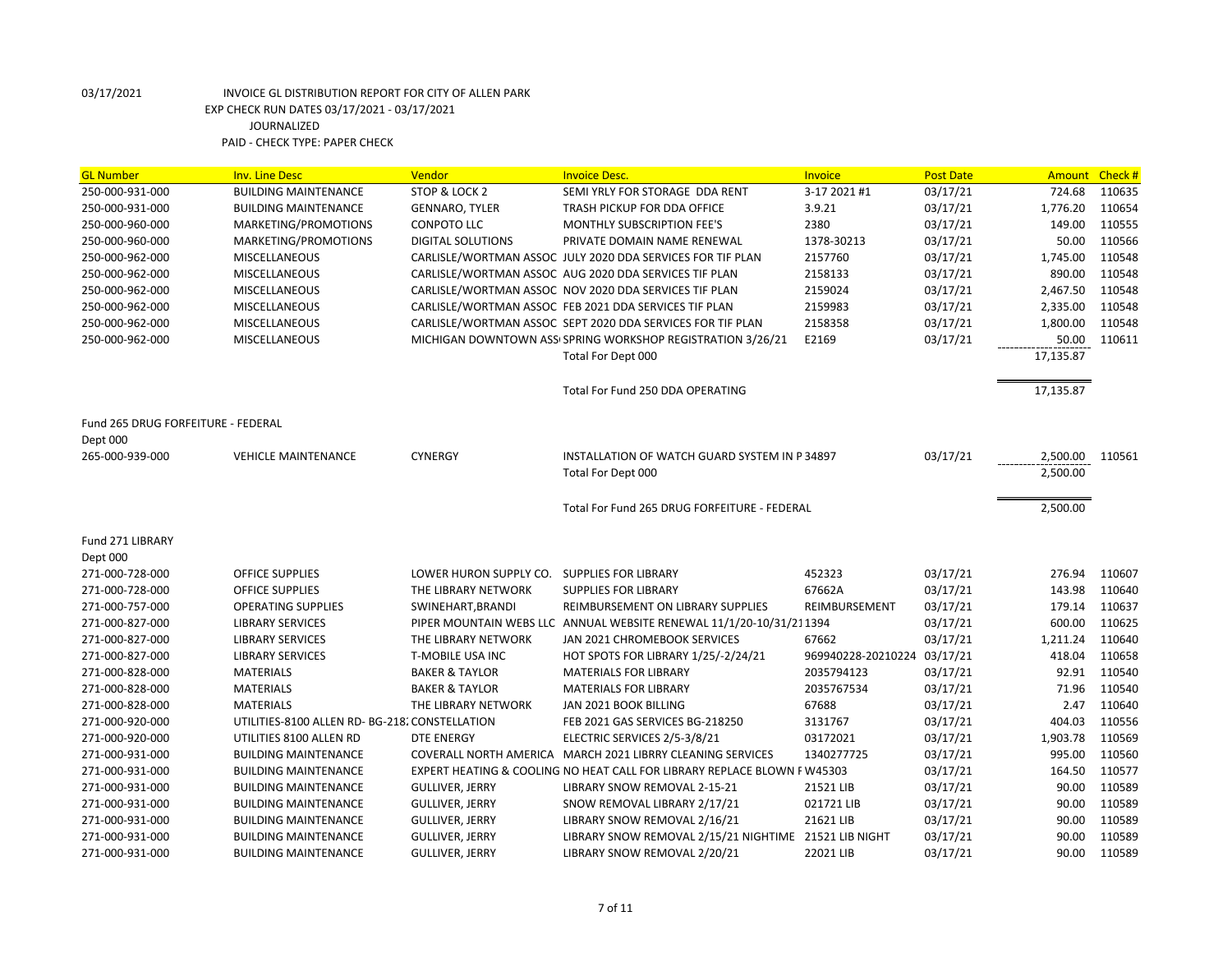03/17/2021 INVOICE GL DISTRIBUTION REPORT FOR CITY OF ALLEN PARK

EXP CHECK RUN DATES 03/17/2021 - 03/17/2021

JOURNALIZED

PAID - CHECK TYPE: PAPER CHECK

| GL Number | Inv. Line Desc | Vendor | Invoice Desc. | Invoice | Post Date | Amount | Check # |
|---|---|---|---|---|---|---|---|
| 250-000-931-000 | BUILDING MAINTENANCE | STOP & LOCK 2 | SEMI YRLY FOR STORAGE DDA RENT | 3-17 2021 #1 | 03/17/21 | 724.68 | 110635 |
| 250-000-931-000 | BUILDING MAINTENANCE | GENNARO, TYLER | TRASH PICKUP FOR DDA OFFICE | 3.9.21 | 03/17/21 | 1,776.20 | 110654 |
| 250-000-960-000 | MARKETING/PROMOTIONS | CONPOTO LLC | MONTHLY SUBSCRIPTION FEE'S | 2380 | 03/17/21 | 149.00 | 110555 |
| 250-000-960-000 | MARKETING/PROMOTIONS | DIGITAL SOLUTIONS | PRIVATE DOMAIN NAME RENEWAL | 1378-30213 | 03/17/21 | 50.00 | 110566 |
| 250-000-962-000 | MISCELLANEOUS | CARLISLE/WORTMAN ASSOC | JULY 2020 DDA SERVICES FOR TIF PLAN | 2157760 | 03/17/21 | 1,745.00 | 110548 |
| 250-000-962-000 | MISCELLANEOUS | CARLISLE/WORTMAN ASSOC | AUG 2020 DDA SERVICES TIF PLAN | 2158133 | 03/17/21 | 890.00 | 110548 |
| 250-000-962-000 | MISCELLANEOUS | CARLISLE/WORTMAN ASSOC | NOV 2020 DDA SERVICES TIF PLAN | 2159024 | 03/17/21 | 2,467.50 | 110548 |
| 250-000-962-000 | MISCELLANEOUS | CARLISLE/WORTMAN ASSOC | FEB 2021 DDA SERVICES TIF PLAN | 2159983 | 03/17/21 | 2,335.00 | 110548 |
| 250-000-962-000 | MISCELLANEOUS | CARLISLE/WORTMAN ASSOC | SEPT 2020 DDA SERVICES FOR TIF PLAN | 2158358 | 03/17/21 | 1,800.00 | 110548 |
| 250-000-962-000 | MISCELLANEOUS | MICHIGAN DOWNTOWN ASS | SPRING WORKSHOP REGISTRATION 3/26/21 | E2169 | 03/17/21 | 50.00 | 110611 |
| | | | Total For Dept 000 | | | 17,135.87 | |
| | | | Total For Fund 250 DDA OPERATING | | | 17,135.87 | |
| Fund 265 DRUG FORFEITURE - FEDERAL | | | | | | | |
| Dept 000 | | | | | | | |
| 265-000-939-000 | VEHICLE MAINTENANCE | CYNERGY | INSTALLATION OF WATCH GUARD SYSTEM IN P | 34897 | 03/17/21 | 2,500.00 | 110561 |
| | | | Total For Dept 000 | | | 2,500.00 | |
| | | | Total For Fund 265 DRUG FORFEITURE - FEDERAL | | | 2,500.00 | |
| Fund 271 LIBRARY | | | | | | | |
| Dept 000 | | | | | | | |
| 271-000-728-000 | OFFICE SUPPLIES | LOWER HURON SUPPLY CO. | SUPPLIES FOR LIBRARY | 452323 | 03/17/21 | 276.94 | 110607 |
| 271-000-728-000 | OFFICE SUPPLIES | THE LIBRARY NETWORK | SUPPLIES FOR LIBRARY | 67662A | 03/17/21 | 143.98 | 110640 |
| 271-000-757-000 | OPERATING SUPPLIES | SWINEHART,BRANDI | REIMBURSEMENT ON LIBRARY SUPPLIES | REIMBURSEMENT | 03/17/21 | 179.14 | 110637 |
| 271-000-827-000 | LIBRARY SERVICES | PIPER MOUNTAIN WEBS LLC | ANNUAL WEBSITE RENEWAL 11/1/20-10/31/21 | 1394 | 03/17/21 | 600.00 | 110625 |
| 271-000-827-000 | LIBRARY SERVICES | THE LIBRARY NETWORK | JAN 2021 CHROMEBOOK SERVICES | 67662 | 03/17/21 | 1,211.24 | 110640 |
| 271-000-827-000 | LIBRARY SERVICES | T-MOBILE USA INC | HOT SPOTS FOR LIBRARY 1/25/-2/24/21 | 969940228-20210224 | 03/17/21 | 418.04 | 110658 |
| 271-000-828-000 | MATERIALS | BAKER & TAYLOR | MATERIALS FOR LIBRARY | 2035794123 | 03/17/21 | 92.91 | 110540 |
| 271-000-828-000 | MATERIALS | BAKER & TAYLOR | MATERIALS FOR LIBRARY | 2035767534 | 03/17/21 | 71.96 | 110540 |
| 271-000-828-000 | MATERIALS | THE LIBRARY NETWORK | JAN 2021 BOOK BILLING | 67688 | 03/17/21 | 2.47 | 110640 |
| 271-000-920-000 | UTILITIES-8100 ALLEN RD- BG-218 | CONSTELLATION | FEB 2021 GAS SERVICES BG-218250 | 3131767 | 03/17/21 | 404.03 | 110556 |
| 271-000-920-000 | UTILITIES 8100 ALLEN RD | DTE ENERGY | ELECTRIC SERVICES 2/5-3/8/21 | 03172021 | 03/17/21 | 1,903.78 | 110569 |
| 271-000-931-000 | BUILDING MAINTENANCE | COVERALL NORTH AMERICA | MARCH 2021 LIBRRY CLEANING SERVICES | 1340277725 | 03/17/21 | 995.00 | 110560 |
| 271-000-931-000 | BUILDING MAINTENANCE | EXPERT HEATING & COOLING | NO HEAT CALL FOR LIBRARY REPLACE BLOWN F | W45303 | 03/17/21 | 164.50 | 110577 |
| 271-000-931-000 | BUILDING MAINTENANCE | GULLIVER, JERRY | LIBRARY SNOW REMOVAL 2-15-21 | 21521 LIB | 03/17/21 | 90.00 | 110589 |
| 271-000-931-000 | BUILDING MAINTENANCE | GULLIVER, JERRY | SNOW REMOVAL LIBRARY 2/17/21 | 021721 LIB | 03/17/21 | 90.00 | 110589 |
| 271-000-931-000 | BUILDING MAINTENANCE | GULLIVER, JERRY | LIBRARY SNOW REMOVAL 2/16/21 | 21621 LIB | 03/17/21 | 90.00 | 110589 |
| 271-000-931-000 | BUILDING MAINTENANCE | GULLIVER, JERRY | LIBRARY SNOW REMOVAL 2/15/21 NIGHTIME | 21521 LIB NIGHT | 03/17/21 | 90.00 | 110589 |
| 271-000-931-000 | BUILDING MAINTENANCE | GULLIVER, JERRY | LIBRARY SNOW REMOVAL 2/20/21 | 22021 LIB | 03/17/21 | 90.00 | 110589 |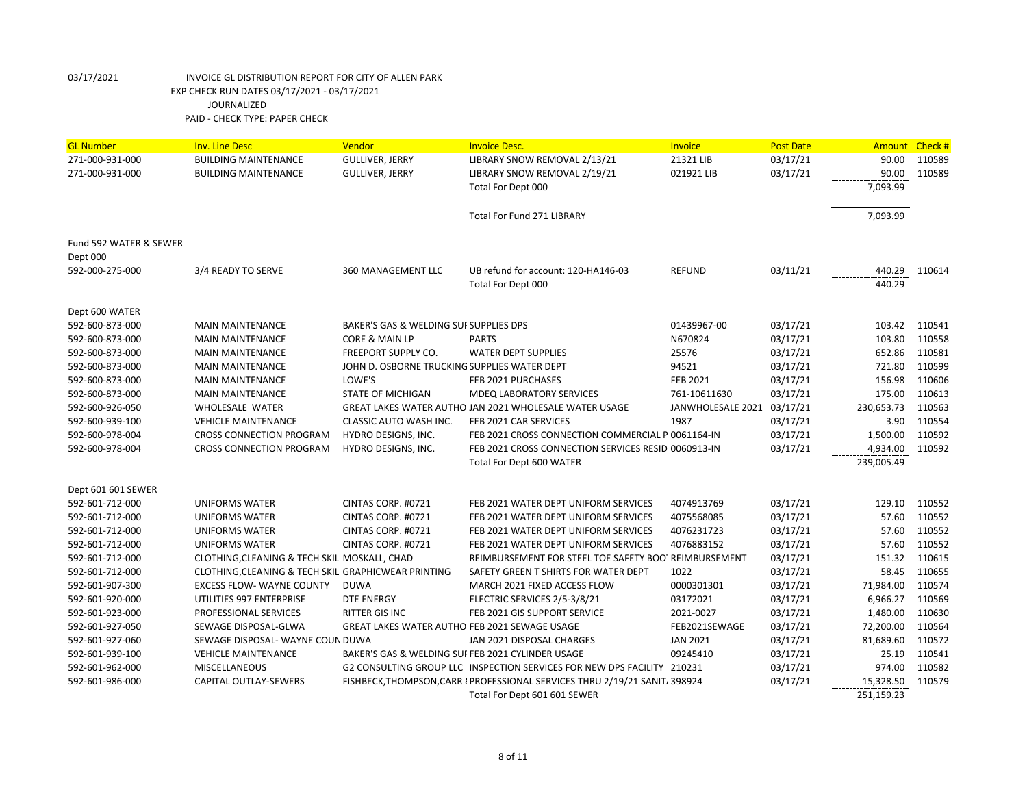03/17/2021 INVOICE GL DISTRIBUTION REPORT FOR CITY OF ALLEN PARK
EXP CHECK RUN DATES 03/17/2021 - 03/17/2021
JOURNALIZED
PAID - CHECK TYPE: PAPER CHECK

| GL Number | Inv. Line Desc | Vendor | Invoice Desc. | Invoice | Post Date | Amount | Check # |
|---|---|---|---|---|---|---|---|
| 271-000-931-000 | BUILDING MAINTENANCE | GULLIVER, JERRY | LIBRARY SNOW REMOVAL 2/13/21 | 21321 LIB | 03/17/21 | 90.00 | 110589 |
| 271-000-931-000 | BUILDING MAINTENANCE | GULLIVER, JERRY | LIBRARY SNOW REMOVAL 2/19/21 | 021921 LIB | 03/17/21 | 90.00 | 110589 |
| | | | Total For Dept 000 | | | 7,093.99 | |
| | | | Total For Fund 271 LIBRARY | | | 7,093.99 | |
| Fund 592 WATER & SEWER | | | | | | | |
| Dept 000 | | | | | | | |
| 592-000-275-000 | 3/4 READY TO SERVE | 360 MANAGEMENT LLC | UB refund for account: 120-HA146-03 | REFUND | 03/11/21 | 440.29 | 110614 |
| | | | Total For Dept 000 | | | 440.29 | |
| Dept 600 WATER | | | | | | | |
| 592-600-873-000 | MAIN MAINTENANCE | BAKER'S GAS & WELDING SUI SUPPLIES DPS | | 01439967-00 | 03/17/21 | 103.42 | 110541 |
| 592-600-873-000 | MAIN MAINTENANCE | CORE & MAIN LP | PARTS | N670824 | 03/17/21 | 103.80 | 110558 |
| 592-600-873-000 | MAIN MAINTENANCE | FREEPORT SUPPLY CO. | WATER DEPT SUPPLIES | 25576 | 03/17/21 | 652.86 | 110581 |
| 592-600-873-000 | MAIN MAINTENANCE | JOHN D. OSBORNE TRUCKING SUPPLIES WATER DEPT | | 94521 | 03/17/21 | 721.80 | 110599 |
| 592-600-873-000 | MAIN MAINTENANCE | LOWE'S | FEB 2021 PURCHASES | FEB 2021 | 03/17/21 | 156.98 | 110606 |
| 592-600-873-000 | MAIN MAINTENANCE | STATE OF MICHIGAN | MDEQ LABORATORY SERVICES | 761-10611630 | 03/17/21 | 175.00 | 110613 |
| 592-600-926-050 | WHOLESALE WATER | GREAT LAKES WATER AUTHO JAN 2021 WHOLESALE WATER USAGE | | JANWHOLESALE 2021 | 03/17/21 | 230,653.73 | 110563 |
| 592-600-939-100 | VEHICLE MAINTENANCE | CLASSIC AUTO WASH INC. | FEB 2021 CAR SERVICES | 1987 | 03/17/21 | 3.90 | 110554 |
| 592-600-978-004 | CROSS CONNECTION PROGRAM | HYDRO DESIGNS, INC. | FEB 2021 CROSS CONNECTION COMMERCIAL P 0061164-IN | | 03/17/21 | 1,500.00 | 110592 |
| 592-600-978-004 | CROSS CONNECTION PROGRAM | HYDRO DESIGNS, INC. | FEB 2021 CROSS CONNECTION SERVICES RESID 0060913-IN | | 03/17/21 | 4,934.00 | 110592 |
| | | | Total For Dept 600 WATER | | | 239,005.49 | |
| Dept 601 601 SEWER | | | | | | | |
| 592-601-712-000 | UNIFORMS WATER | CINTAS CORP. #0721 | FEB 2021 WATER DEPT UNIFORM SERVICES | 4074913769 | 03/17/21 | 129.10 | 110552 |
| 592-601-712-000 | UNIFORMS WATER | CINTAS CORP. #0721 | FEB 2021 WATER DEPT UNIFORM SERVICES | 4075568085 | 03/17/21 | 57.60 | 110552 |
| 592-601-712-000 | UNIFORMS WATER | CINTAS CORP. #0721 | FEB 2021 WATER DEPT UNIFORM SERVICES | 4076231723 | 03/17/21 | 57.60 | 110552 |
| 592-601-712-000 | UNIFORMS WATER | CINTAS CORP. #0721 | FEB 2021 WATER DEPT UNIFORM SERVICES | 4076883152 | 03/17/21 | 57.60 | 110552 |
| 592-601-712-000 | CLOTHING,CLEANING & TECH SKILI MOSKALL, CHAD | | REIMBURSEMENT FOR STEEL TOE SAFETY BOO' REIMBURSEMENT | | 03/17/21 | 151.32 | 110615 |
| 592-601-712-000 | CLOTHING,CLEANING & TECH SKILI GRAPHICWEAR PRINTING | | SAFETY GREEN T SHIRTS FOR WATER DEPT | 1022 | 03/17/21 | 58.45 | 110655 |
| 592-601-907-300 | EXCESS FLOW- WAYNE COUNTY | DUWA | MARCH 2021 FIXED ACCESS FLOW | 0000301301 | 03/17/21 | 71,984.00 | 110574 |
| 592-601-920-000 | UTILITIES 997 ENTERPRISE | DTE ENERGY | ELECTRIC SERVICES 2/5-3/8/21 | 03172021 | 03/17/21 | 6,966.27 | 110569 |
| 592-601-923-000 | PROFESSIONAL SERVICES | RITTER GIS INC | FEB 2021 GIS SUPPORT SERVICE | 2021-0027 | 03/17/21 | 1,480.00 | 110630 |
| 592-601-927-050 | SEWAGE DISPOSAL-GLWA | GREAT LAKES WATER AUTHO FEB 2021 SEWAGE USAGE | | FEB2021SEWAGE | 03/17/21 | 72,200.00 | 110564 |
| 592-601-927-060 | SEWAGE DISPOSAL- WAYNE COUN DUWA | | JAN 2021 DISPOSAL CHARGES | JAN 2021 | 03/17/21 | 81,689.60 | 110572 |
| 592-601-939-100 | VEHICLE MAINTENANCE | BAKER'S GAS & WELDING SUI FEB 2021 CYLINDER USAGE | | 09245410 | 03/17/21 | 25.19 | 110541 |
| 592-601-962-000 | MISCELLANEOUS | G2 CONSULTING GROUP LLC | INSPECTION SERVICES FOR NEW DPS FACILITY | 210231 | 03/17/21 | 974.00 | 110582 |
| 592-601-986-000 | CAPITAL OUTLAY-SEWERS | FISHBECK,THOMPSON,CARR { PROFESSIONAL SERVICES THRU 2/19/21 SANIT/ 398924 | | | 03/17/21 | 15,328.50 | 110579 |
| | | | Total For Dept 601 601 SEWER | | | 251,159.23 | |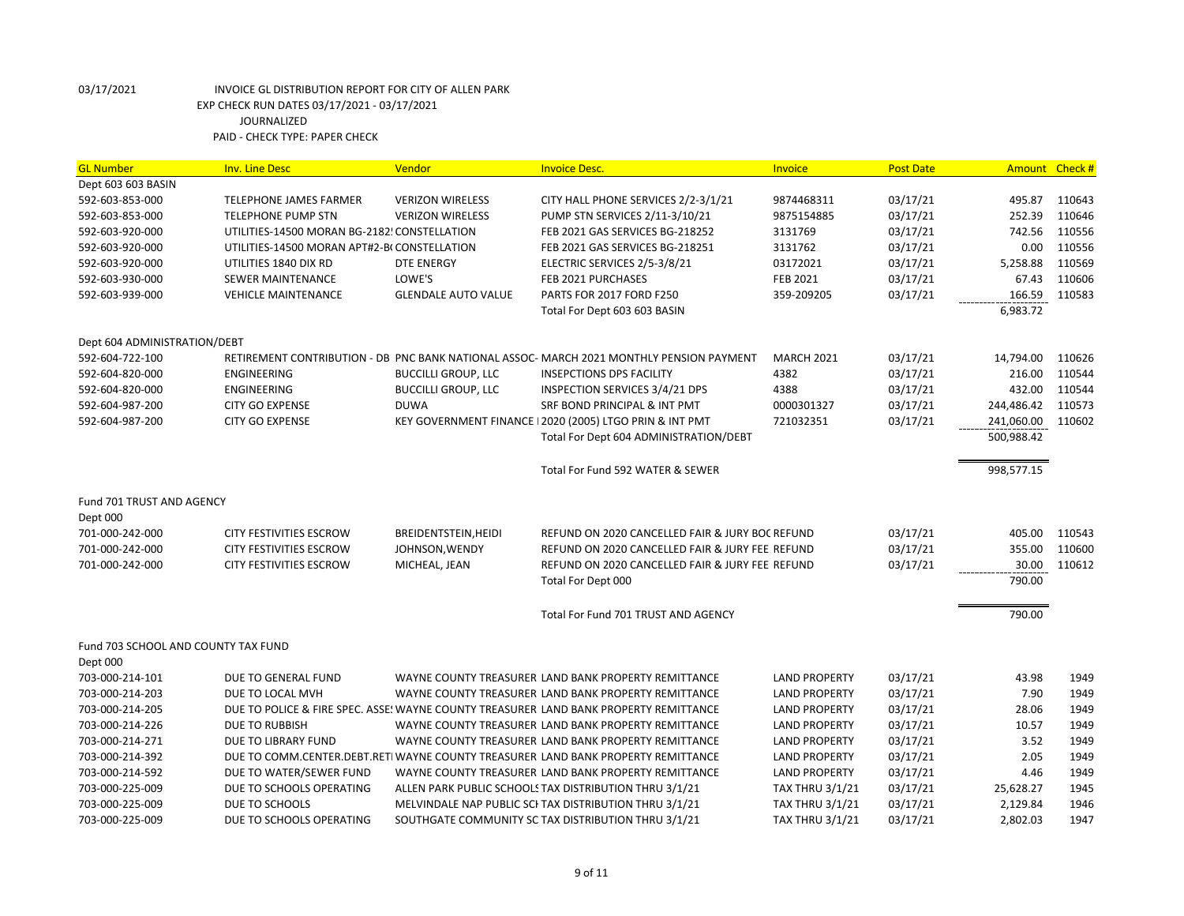03/17/2021 INVOICE GL DISTRIBUTION REPORT FOR CITY OF ALLEN PARK
EXP CHECK RUN DATES 03/17/2021 - 03/17/2021
JOURNALIZED
PAID - CHECK TYPE: PAPER CHECK

| GL Number | Inv. Line Desc | Vendor | Invoice Desc. | Invoice | Post Date | Amount | Check # |
|---|---|---|---|---|---|---|---|
| Dept 603 603 BASIN | | | | | | | |
| 592-603-853-000 | TELEPHONE JAMES FARMER | VERIZON WIRELESS | CITY HALL PHONE SERVICES 2/2-3/1/21 | 9874468311 | 03/17/21 | 495.87 | 110643 |
| 592-603-853-000 | TELEPHONE PUMP STN | VERIZON WIRELESS | PUMP STN SERVICES 2/11-3/10/21 | 9875154885 | 03/17/21 | 252.39 | 110646 |
| 592-603-920-000 | UTILITIES-14500 MORAN BG-2182! | CONSTELLATION | FEB 2021 GAS SERVICES BG-218252 | 3131769 | 03/17/21 | 742.56 | 110556 |
| 592-603-920-000 | UTILITIES-14500 MORAN APT#2-B( | CONSTELLATION | FEB 2021 GAS SERVICES BG-218251 | 3131762 | 03/17/21 | 0.00 | 110556 |
| 592-603-920-000 | UTILITIES 1840 DIX RD | DTE ENERGY | ELECTRIC SERVICES 2/5-3/8/21 | 03172021 | 03/17/21 | 5,258.88 | 110569 |
| 592-603-930-000 | SEWER MAINTENANCE | LOWE'S | FEB 2021 PURCHASES | FEB 2021 | 03/17/21 | 67.43 | 110606 |
| 592-603-939-000 | VEHICLE MAINTENANCE | GLENDALE AUTO VALUE | PARTS FOR 2017 FORD F250 | 359-209205 | 03/17/21 | 166.59 | 110583 |
| | | | Total For Dept 603 603 BASIN | | | 6,983.72 | |
| Dept 604 ADMINISTRATION/DEBT | | | | | | | |
| 592-604-722-100 | RETIREMENT CONTRIBUTION - DB | PNC BANK NATIONAL ASSOC- | MARCH 2021 MONTHLY PENSION PAYMENT | MARCH 2021 | 03/17/21 | 14,794.00 | 110626 |
| 592-604-820-000 | ENGINEERING | BUCCILLI GROUP, LLC | INSEPCTIONS DPS FACILITY | 4382 | 03/17/21 | 216.00 | 110544 |
| 592-604-820-000 | ENGINEERING | BUCCILLI GROUP, LLC | INSPECTION SERVICES 3/4/21 DPS | 4388 | 03/17/21 | 432.00 | 110544 |
| 592-604-987-200 | CITY GO EXPENSE | DUWA | SRF BOND PRINCIPAL & INT PMT | 0000301327 | 03/17/21 | 244,486.42 | 110573 |
| 592-604-987-200 | CITY GO EXPENSE | KEY GOVERNMENT FINANCE I | 2020 (2005) LTGO PRIN & INT PMT | 721032351 | 03/17/21 | 241,060.00 | 110602 |
| | | | Total For Dept 604 ADMINISTRATION/DEBT | | | 500,988.42 | |
| | | | Total For Fund 592 WATER & SEWER | | | 998,577.15 | |
| Fund 701 TRUST AND AGENCY | | | | | | | |
| Dept 000 | | | | | | | |
| 701-000-242-000 | CITY FESTIVITIES ESCROW | BREIDENTSTEIN,HEIDI | REFUND ON 2020 CANCELLED FAIR & JURY BOC | REFUND | 03/17/21 | 405.00 | 110543 |
| 701-000-242-000 | CITY FESTIVITIES ESCROW | JOHNSON,WENDY | REFUND ON 2020 CANCELLED FAIR & JURY FEE | REFUND | 03/17/21 | 355.00 | 110600 |
| 701-000-242-000 | CITY FESTIVITIES ESCROW | MICHEAL, JEAN | REFUND ON 2020 CANCELLED FAIR & JURY FEE | REFUND | 03/17/21 | 30.00 | 110612 |
| | | | Total For Dept 000 | | | 790.00 | |
| | | | Total For Fund 701 TRUST AND AGENCY | | | 790.00 | |
| Fund 703 SCHOOL AND COUNTY TAX FUND | | | | | | | |
| Dept 000 | | | | | | | |
| 703-000-214-101 | DUE TO GENERAL FUND | WAYNE COUNTY TREASURER | LAND BANK PROPERTY REMITTANCE | LAND PROPERTY | 03/17/21 | 43.98 | 1949 |
| 703-000-214-203 | DUE TO LOCAL MVH | WAYNE COUNTY TREASURER | LAND BANK PROPERTY REMITTANCE | LAND PROPERTY | 03/17/21 | 7.90 | 1949 |
| 703-000-214-205 | DUE TO POLICE & FIRE SPEC. ASSE! | WAYNE COUNTY TREASURER | LAND BANK PROPERTY REMITTANCE | LAND PROPERTY | 03/17/21 | 28.06 | 1949 |
| 703-000-214-226 | DUE TO RUBBISH | WAYNE COUNTY TREASURER | LAND BANK PROPERTY REMITTANCE | LAND PROPERTY | 03/17/21 | 10.57 | 1949 |
| 703-000-214-271 | DUE TO LIBRARY FUND | WAYNE COUNTY TREASURER | LAND BANK PROPERTY REMITTANCE | LAND PROPERTY | 03/17/21 | 3.52 | 1949 |
| 703-000-214-392 | DUE TO COMM.CENTER.DEBT.RETI | WAYNE COUNTY TREASURER | LAND BANK PROPERTY REMITTANCE | LAND PROPERTY | 03/17/21 | 2.05 | 1949 |
| 703-000-214-592 | DUE TO WATER/SEWER FUND | WAYNE COUNTY TREASURER | LAND BANK PROPERTY REMITTANCE | LAND PROPERTY | 03/17/21 | 4.46 | 1949 |
| 703-000-225-009 | DUE TO SCHOOLS OPERATING | ALLEN PARK PUBLIC SCHOOLS | TAX DISTRIBUTION THRU 3/1/21 | TAX THRU 3/1/21 | 03/17/21 | 25,628.27 | 1945 |
| 703-000-225-009 | DUE TO SCHOOLS | MELVINDALE NAP PUBLIC SCH | TAX DISTRIBUTION THRU 3/1/21 | TAX THRU 3/1/21 | 03/17/21 | 2,129.84 | 1946 |
| 703-000-225-009 | DUE TO SCHOOLS OPERATING | SOUTHGATE COMMUNITY SC | TAX DISTRIBUTION THRU 3/1/21 | TAX THRU 3/1/21 | 03/17/21 | 2,802.03 | 1947 |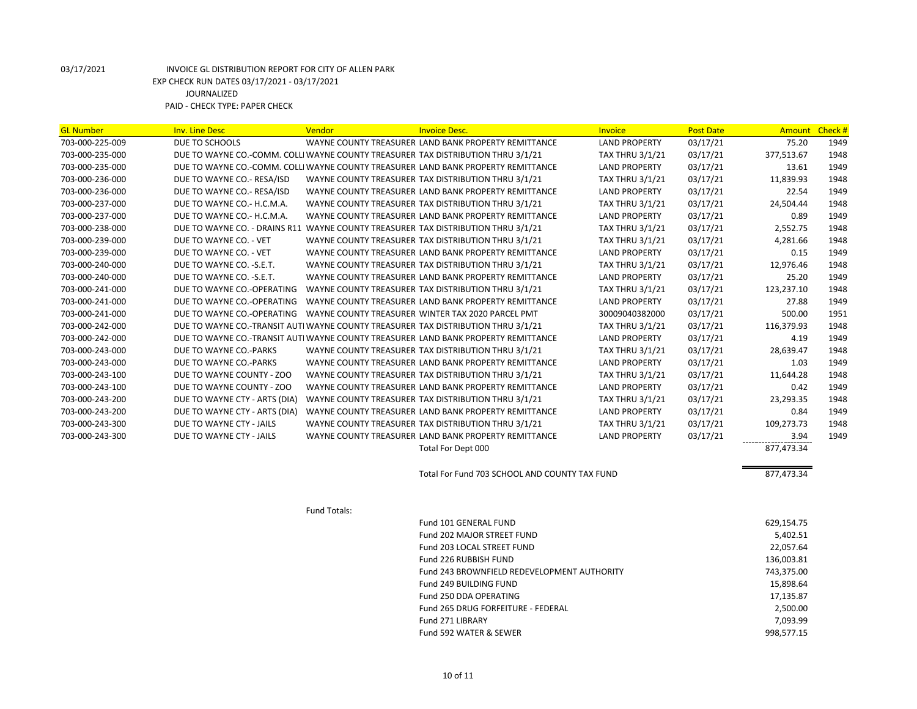03/17/2021 INVOICE GL DISTRIBUTION REPORT FOR CITY OF ALLEN PARK

EXP CHECK RUN DATES 03/17/2021 - 03/17/2021

JOURNALIZED

PAID - CHECK TYPE: PAPER CHECK

| GL Number | Inv. Line Desc | Vendor | Invoice Desc. | Invoice | Post Date | Amount | Check # |
|---|---|---|---|---|---|---|---|
| 703-000-225-009 | DUE TO SCHOOLS | WAYNE COUNTY TREASURER | LAND BANK PROPERTY REMITTANCE | LAND PROPERTY | 03/17/21 | 75.20 | 1949 |
| 703-000-235-000 | DUE TO WAYNE CO.-COMM. COLL | WAYNE COUNTY TREASURER | TAX DISTRIBUTION THRU 3/1/21 | TAX THRU 3/1/21 | 03/17/21 | 377,513.67 | 1948 |
| 703-000-235-000 | DUE TO WAYNE CO.-COMM. COLL | WAYNE COUNTY TREASURER | LAND BANK PROPERTY REMITTANCE | LAND PROPERTY | 03/17/21 | 13.61 | 1949 |
| 703-000-236-000 | DUE TO WAYNE CO.- RESA/ISD | WAYNE COUNTY TREASURER | TAX DISTRIBUTION THRU 3/1/21 | TAX THRU 3/1/21 | 03/17/21 | 11,839.93 | 1948 |
| 703-000-236-000 | DUE TO WAYNE CO.- RESA/ISD | WAYNE COUNTY TREASURER | LAND BANK PROPERTY REMITTANCE | LAND PROPERTY | 03/17/21 | 22.54 | 1949 |
| 703-000-237-000 | DUE TO WAYNE CO.- H.C.M.A. | WAYNE COUNTY TREASURER | TAX DISTRIBUTION THRU 3/1/21 | TAX THRU 3/1/21 | 03/17/21 | 24,504.44 | 1948 |
| 703-000-237-000 | DUE TO WAYNE CO.- H.C.M.A. | WAYNE COUNTY TREASURER | LAND BANK PROPERTY REMITTANCE | LAND PROPERTY | 03/17/21 | 0.89 | 1949 |
| 703-000-238-000 | DUE TO WAYNE CO. - DRAINS R11 | WAYNE COUNTY TREASURER | TAX DISTRIBUTION THRU 3/1/21 | TAX THRU 3/1/21 | 03/17/21 | 2,552.75 | 1948 |
| 703-000-239-000 | DUE TO WAYNE CO. - VET | WAYNE COUNTY TREASURER | TAX DISTRIBUTION THRU 3/1/21 | TAX THRU 3/1/21 | 03/17/21 | 4,281.66 | 1948 |
| 703-000-239-000 | DUE TO WAYNE CO. - VET | WAYNE COUNTY TREASURER | LAND BANK PROPERTY REMITTANCE | LAND PROPERTY | 03/17/21 | 0.15 | 1949 |
| 703-000-240-000 | DUE TO WAYNE CO. -S.E.T. | WAYNE COUNTY TREASURER | TAX DISTRIBUTION THRU 3/1/21 | TAX THRU 3/1/21 | 03/17/21 | 12,976.46 | 1948 |
| 703-000-240-000 | DUE TO WAYNE CO. -S.E.T. | WAYNE COUNTY TREASURER | LAND BANK PROPERTY REMITTANCE | LAND PROPERTY | 03/17/21 | 25.20 | 1949 |
| 703-000-241-000 | DUE TO WAYNE CO.-OPERATING | WAYNE COUNTY TREASURER | TAX DISTRIBUTION THRU 3/1/21 | TAX THRU 3/1/21 | 03/17/21 | 123,237.10 | 1948 |
| 703-000-241-000 | DUE TO WAYNE CO.-OPERATING | WAYNE COUNTY TREASURER | LAND BANK PROPERTY REMITTANCE | LAND PROPERTY | 03/17/21 | 27.88 | 1949 |
| 703-000-241-000 | DUE TO WAYNE CO.-OPERATING | WAYNE COUNTY TREASURER | WINTER TAX 2020 PARCEL PMT | 30009040382000 | 03/17/21 | 500.00 | 1951 |
| 703-000-242-000 | DUE TO WAYNE CO.-TRANSIT AUTI | WAYNE COUNTY TREASURER | TAX DISTRIBUTION THRU 3/1/21 | TAX THRU 3/1/21 | 03/17/21 | 116,379.93 | 1948 |
| 703-000-242-000 | DUE TO WAYNE CO.-TRANSIT AUTI | WAYNE COUNTY TREASURER | LAND BANK PROPERTY REMITTANCE | LAND PROPERTY | 03/17/21 | 4.19 | 1949 |
| 703-000-243-000 | DUE TO WAYNE CO.-PARKS | WAYNE COUNTY TREASURER | TAX DISTRIBUTION THRU 3/1/21 | TAX THRU 3/1/21 | 03/17/21 | 28,639.47 | 1948 |
| 703-000-243-000 | DUE TO WAYNE CO.-PARKS | WAYNE COUNTY TREASURER | LAND BANK PROPERTY REMITTANCE | LAND PROPERTY | 03/17/21 | 1.03 | 1949 |
| 703-000-243-100 | DUE TO WAYNE COUNTY - ZOO | WAYNE COUNTY TREASURER | TAX DISTRIBUTION THRU 3/1/21 | TAX THRU 3/1/21 | 03/17/21 | 11,644.28 | 1948 |
| 703-000-243-100 | DUE TO WAYNE COUNTY - ZOO | WAYNE COUNTY TREASURER | LAND BANK PROPERTY REMITTANCE | LAND PROPERTY | 03/17/21 | 0.42 | 1949 |
| 703-000-243-200 | DUE TO WAYNE CTY - ARTS (DIA) | WAYNE COUNTY TREASURER | TAX DISTRIBUTION THRU 3/1/21 | TAX THRU 3/1/21 | 03/17/21 | 23,293.35 | 1948 |
| 703-000-243-200 | DUE TO WAYNE CTY - ARTS (DIA) | WAYNE COUNTY TREASURER | LAND BANK PROPERTY REMITTANCE | LAND PROPERTY | 03/17/21 | 0.84 | 1949 |
| 703-000-243-300 | DUE TO WAYNE CTY - JAILS | WAYNE COUNTY TREASURER | TAX DISTRIBUTION THRU 3/1/21 | TAX THRU 3/1/21 | 03/17/21 | 109,273.73 | 1948 |
| 703-000-243-300 | DUE TO WAYNE CTY - JAILS | WAYNE COUNTY TREASURER | LAND BANK PROPERTY REMITTANCE | LAND PROPERTY | 03/17/21 | 3.94 | 1949 |
| | | | Total For Dept 000 | | | 877,473.34 | |
| | | | Total For Fund 703 SCHOOL AND COUNTY TAX FUND | | | 877,473.34 | |

Fund Totals:

| Fund | Amount |
|---|---|
| Fund 101 GENERAL FUND | 629,154.75 |
| Fund 202 MAJOR STREET FUND | 5,402.51 |
| Fund 203 LOCAL STREET FUND | 22,057.64 |
| Fund 226 RUBBISH FUND | 136,003.81 |
| Fund 243 BROWNFIELD REDEVELOPMENT AUTHORITY | 743,375.00 |
| Fund 249 BUILDING FUND | 15,898.64 |
| Fund 250 DDA OPERATING | 17,135.87 |
| Fund 265 DRUG FORFEITURE - FEDERAL | 2,500.00 |
| Fund 271 LIBRARY | 7,093.99 |
| Fund 592 WATER & SEWER | 998,577.15 |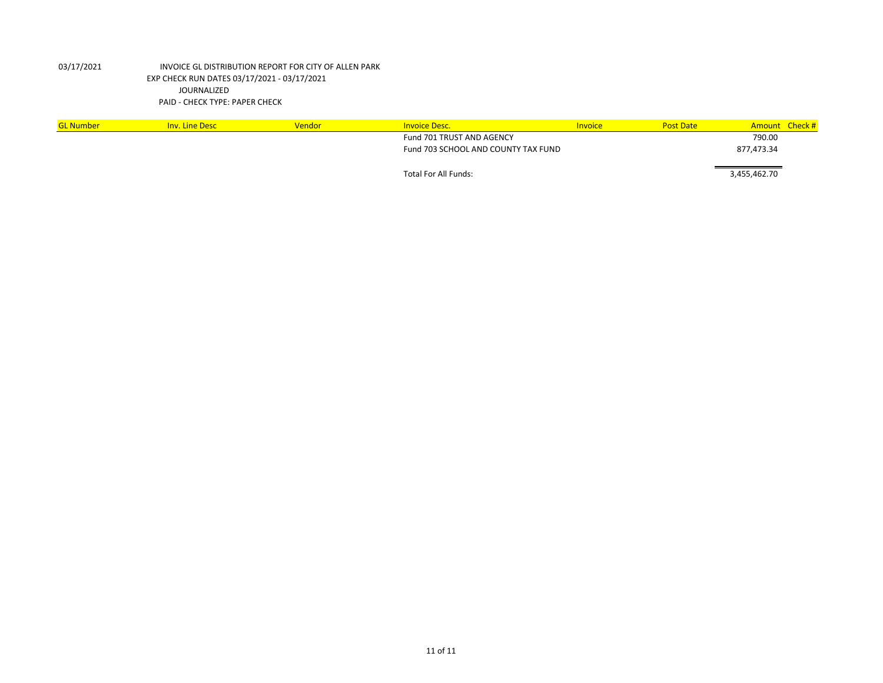03/17/2021 INVOICE GL DISTRIBUTION REPORT FOR CITY OF ALLEN PARK

EXP CHECK RUN DATES 03/17/2021 - 03/17/2021

JOURNALIZED

PAID - CHECK TYPE: PAPER CHECK

| GL Number | Inv. Line Desc | Vendor | Invoice Desc. | Invoice | Post Date | Amount | Check # |
|---|---|---|---|---|---|---|---|
| | | | Fund 701 TRUST AND AGENCY | | | 790.00 | |
| | | | Fund 703 SCHOOL AND COUNTY TAX FUND | | | 877,473.34 | |
| | | | Total For All Funds: | | | 3,455,462.70 | |